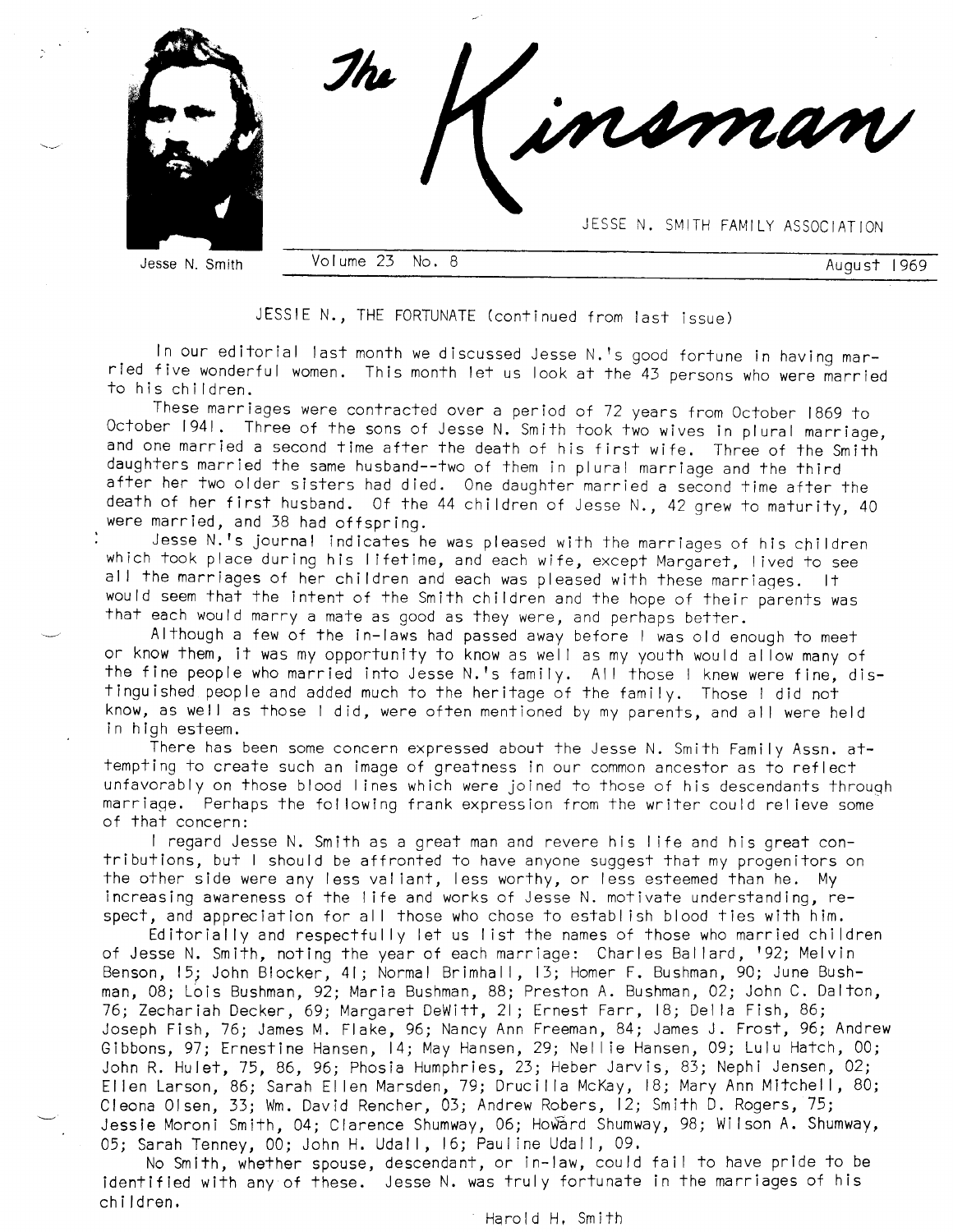# The Kinsman

JESSE N. SMITH FAMILY ASSOCIATION

Jesse N. Smith

Volume 23 No. 8 — August 1969

## JESSIE N., THE FORTUNATE (continued from last issue)

In our editorial last month we discussed Jesse N.'s good fortune in having married five wonderful women. This month let us look at the 43 persons who were married to his children.

These marriages were contracted over a period of 72 years from October 1869 to October 1941. Three of the sons of Jesse N. Smith took two wives in plural marriage, and one married a second time after the death of his first wife. Three of the Smith daughters married the same husband--two of them in plural marriage and the third after her two older sisters had died. One daughter married a second time after the death of her first husband. Of the 44 children of Jesse N., 42 grew to maturity, 40 were married, and 38 had offspring.

Jesse N.'s journal indicates he was pleased with the marriages of his children which took place during his lifetime, and each wife, except Margaret, lived to see all the marriages of her children and each was pleased with these marriages. It would seem that the intent of the Smith children and the hope of their parents was that each would marry a mate as good as they were, and perhaps better.

Although a few of the in-laws had passed away before I was old enough to meet or know them, it was my opportunity to know as well as my youth would allow many of the fine people who married into Jesse N.'s family. All those I knew were fine, distinguished people and added much to the heritage of the family. Those I did not know, as well as those I did, were often mentioned by my parents, and all were held in high esteem.

There has been some concern expressed about the Jesse N. Smith Family Assn. attempting to create such an image of greatness in our common ancestor as to reflect unfavorably on those blood lines which were joined to those of his descendants through marriage. Perhaps the following frank expression from the writer could relieve some of that concern:

I regard Jesse N. Smith as a great man and revere his life and his great contributions, but I should be affronted to have anyone suggest that my progenitors on the other side were any less valiant, less worthy, or less esteemed than he. My increasing awareness of the life and works of Jesse N. motivate understanding, respect, and appreciation for all those who chose to establish blood ties with him.

Editorially and respectfully let us list the names of those who married children of Jesse N. Smith, noting the year of each marriage: Charles Ballard, '92; Melvin Benson, 15; John Blocker, 41; Normal Brimhall, 13; Homer F. Bushman, 90; June Bushman, 08; Lois Bushman, 92; Maria Bushman, 88; Preston A. Bushman, 02; John C. Dalton, 76; Zechariah Decker, 69; Margaret DeWitt, 21; Ernest Farr, 18; Della Fish, 86; Joseph Fish, 76; James M. Flake, 96; Nancy Ann Freeman, 84; James J. Frost, 96; Andrew Gibbons, 97; Ernestine Hansen, 14; May Hansen, 29; Nellie Hansen, 09; Lulu Hatch, 00; John R. Hulet, 75, 86, 96; Phosia Humphries, 23; Heber Jarvis, 83; Nephi Jensen, 02; Ellen Larson, 86; Sarah Ellen Marsden, 79; Drucilla McKay, 18; Mary Ann Mitchell, 80; Cleona Olsen, 33; Wm. David Rencher, 03; Andrew Robers, 12; Smith D. Rogers, 75; Jessie Moroni Smith, 04; Clarence Shumway, 06; Howard Shumway, 98; Wilson A. Shumway, 05; Sarah Tenney, 00; John H. Udall, 16; Pauline Udall, 09.

No Smith, whether spouse, descendant, or in-law, could fail to have pride to be identified with any of these. Jesse N. was truly fortunate in the marriages of his children.

Harold H. Smith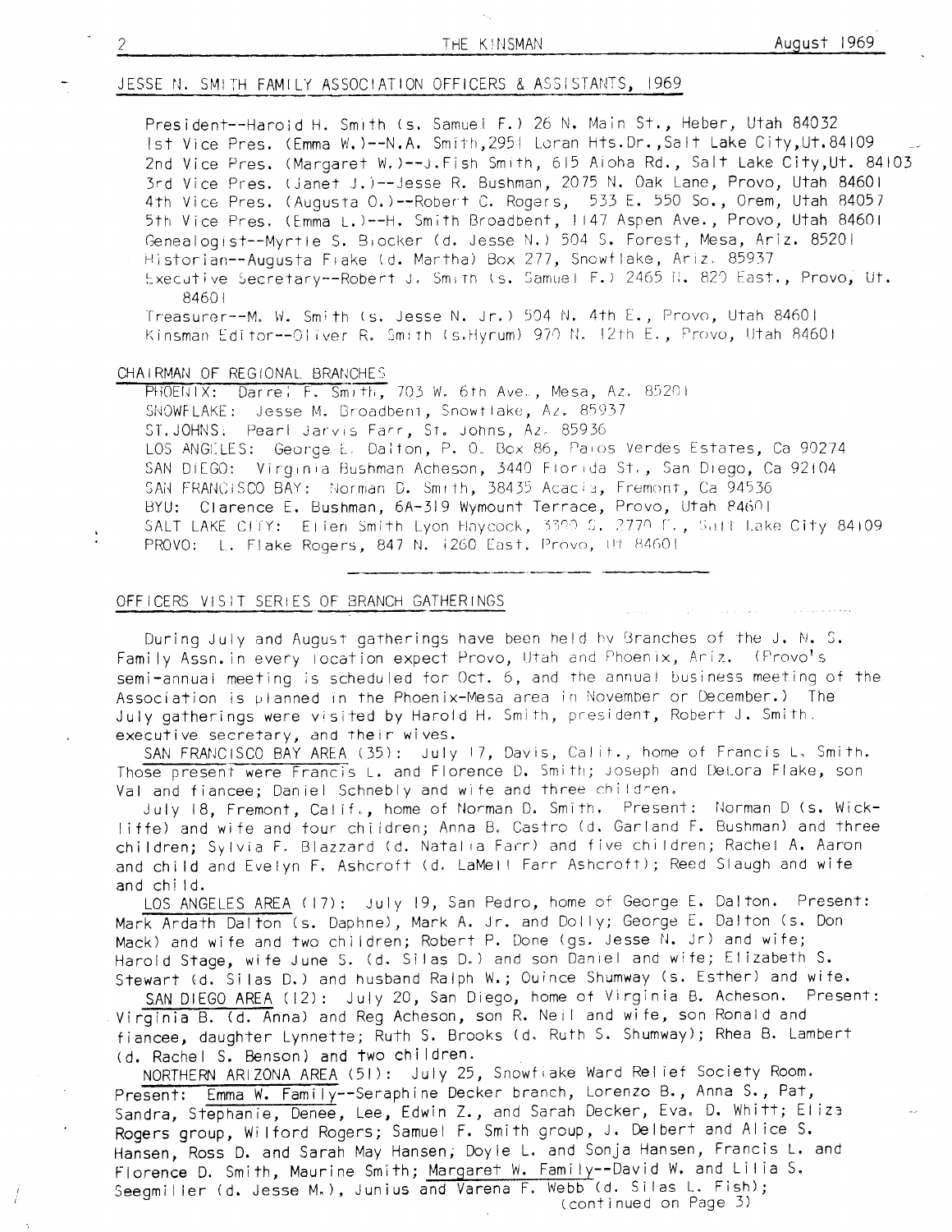## JESSE N. SMITH FAMILY ASSOCIATION OFFICERS & ASSISTANTS, 1969

President--Harold H. Smith (s. Samuel F.) 26 N. Main St., Heber, Utah 84032
1st Vice Pres. (Emma W.)--N.A. Smith, 2951 Loran Hts. Dr., Salt Lake City, Ut. 84109
2nd Vice Pres. (Margaret W.)--J. Fish Smith, 615 Aloha Rd., Salt Lake City, Ut. 84103
3rd Vice Pres. (Janet J.)--Jesse R. Bushman, 2075 N. Oak Lane, Provo, Utah 84601
4th Vice Pres. (Augusta O.)--Robert C. Rogers, 533 E. 550 So., Orem, Utah 84057
5th Vice Pres. (Emma L.)--H. Smith Broadbent, 1147 Aspen Ave., Provo, Utah 84601
Genealogist--Myrtle S. Brocker (d. Jesse N.) 504 S. Forest, Mesa, Ariz. 85201
Historian--Augusta Flake (d. Martha) Box 277, Snowflake, Ariz. 85937
Executive Secretary--Robert J. Smith (s. Samuel F.) 2465 N. 820 East, Provo, Ut. 84601
Treasurer--M. W. Smith (s. Jesse N. Jr.) 504 N. 4th E., Provo, Utah 84601
Kinsman Editor--Oliver R. Smith (s. Hyrum) 970 N. 12th E., Provo, Utah 84601

## CHAIRMAN OF REGIONAL BRANCHES

PHOENIX: Darrel F. Smith, 703 W. 6th Ave., Mesa, Az. 85201
SNOWFLAKE: Jesse M. Broadbent, Snowflake, Az. 85937
ST. JOHNS: Pearl Jarvis Farr, St. Johns, Az. 85936
LOS ANGELES: George E. Dalton, P. O. Box 86, Palos Verdes Estates, Ca 90274
SAN DIEGO: Virginia Bushman Acheson, 3440 Florida St., San Diego, Ca 92104
SAN FRANCISCO BAY: Norman D. Smith, 38435 Acacia, Fremont, Ca 94536
BYU: Clarence E. Bushman, 6A-319 Wymount Terrace, Provo, Utah 84601
SALT LAKE CITY: Ellen Smith Lyon Haycock, 3390 S. 2770 E., Salt Lake City 84109
PROVO: L. Flake Rogers, 847 N. 1260 East, Provo, Ut 84601

---

## OFFICERS VISIT SERIES OF BRANCH GATHERINGS

During July and August gatherings have been held by Branches of the J. N. S. Family Assn. in every location expect Provo, Utah and Phoenix, Ariz. (Provo's semi-annual meeting is scheduled for Oct. 6, and the annual business meeting of the Association is planned in the Phoenix-Mesa area in November or December.) The July gatherings were visited by Harold H. Smith, president, Robert J. Smith, executive secretary, and their wives.

SAN FRANCISCO BAY AREA (35): July 17, Davis, Calif., home of Francis L. Smith. Those present were Francis L. and Florence D. Smith; Joseph and DeLora Flake, son Val and fiancee; Daniel Schnebly and wife and three children.

July 18, Fremont, Calif., home of Norman D. Smith. Present: Norman D (s. Wickliffe) and wife and four children; Anna B. Castro (d. Garland F. Bushman) and three children; Sylvia F. Blazzard (d. Natalia Farr) and five children; Rachel A. Aaron and child and Evelyn F. Ashcroft (d. LaMell Farr Ashcroft); Reed Slaugh and wife and child.

LOS ANGELES AREA (17): July 19, San Pedro, home of George E. Dalton. Present: Mark Ardath Dalton (s. Daphne), Mark A. Jr. and Dolly; George E. Dalton (s. Don Mack) and wife and two children; Robert P. Done (gs. Jesse N. Jr) and wife; Harold Stage, wife June S. (d. Silas D.) and son Daniel and wife; Elizabeth S. Stewart (d. Silas D.) and husband Ralph W.; Quince Shumway (s. Esther) and wife.

SAN DIEGO AREA (12): July 20, San Diego, home of Virginia B. Acheson. Present: Virginia B. (d. Anna) and Reg Acheson, son R. Neil and wife, son Ronald and fiancee, daughter Lynnette; Ruth S. Brooks (d. Ruth S. Shumway); Rhea B. Lambert (d. Rachel S. Benson) and two children.

NORTHERN ARIZONA AREA (51): July 25, Snowflake Ward Relief Society Room. Present: Emma W. Family--Seraphine Decker branch, Lorenzo B., Anna S., Pat, Sandra, Stephanie, Denee, Lee, Edwin Z., and Sarah Decker, Eva D. Whitt; Eliza Rogers group, Wilford Rogers; Samuel F. Smith group, J. Delbert and Alice S. Hansen, Ross D. and Sarah May Hansen, Doyle L. and Sonja Hansen, Francis L. and Florence D. Smith, Maurine Smith; Margaret W. Family--David W. and Lilia S. Seegmiller (d. Jesse M.), Junius and Varena F. Webb (d. Silas L. Fish);

(continued on Page 3)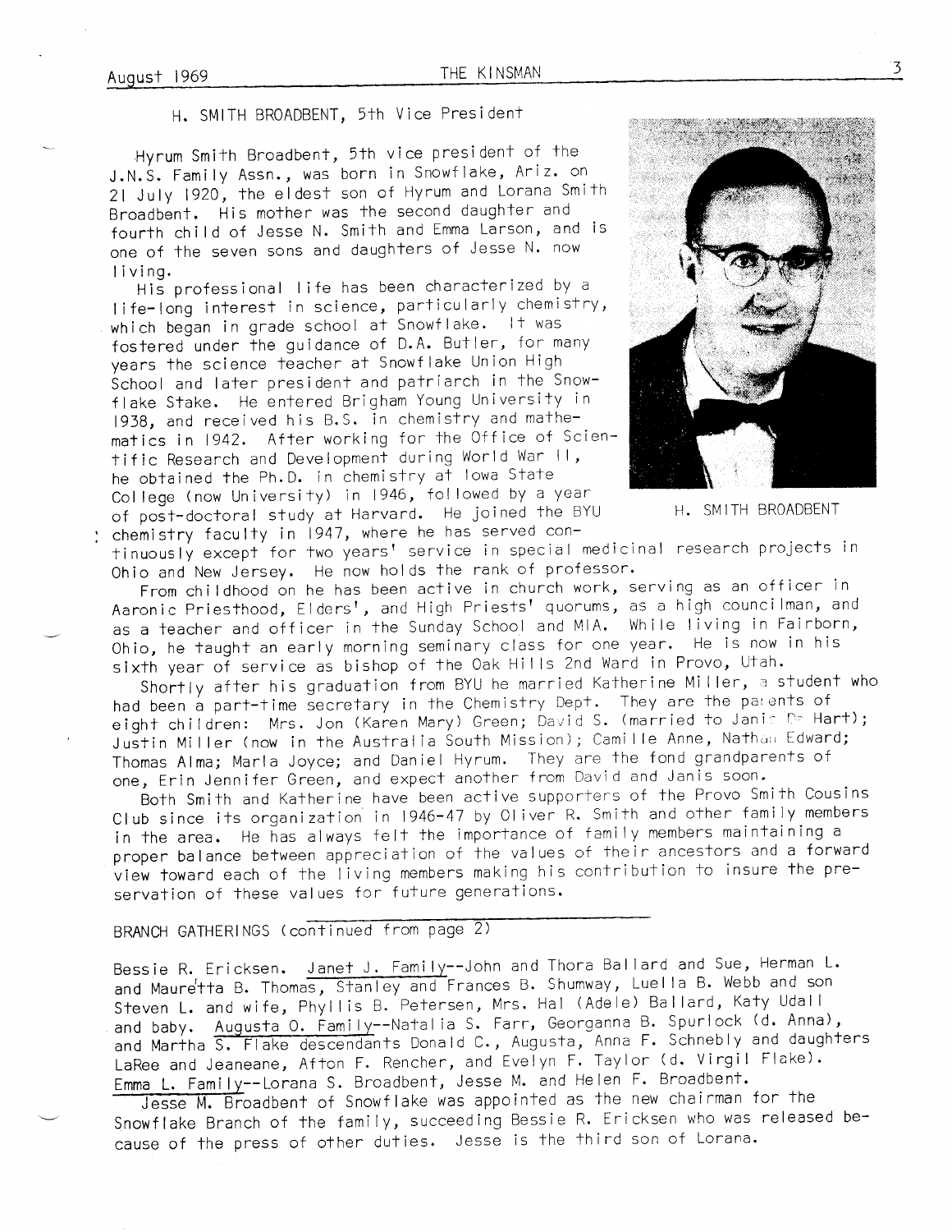## H. SMITH BROADBENT, 5th Vice President

Hyrum Smith Broadbent, 5th vice president of the J.N.S. Family Assn., was born in Snowflake, Ariz. on 21 July 1920, the eldest son of Hyrum and Lorana Smith Broadbent. His mother was the second daughter and fourth child of Jesse N. Smith and Emma Larson, and is one of the seven sons and daughters of Jesse N. now living.

His professional life has been characterized by a life-long interest in science, particularly chemistry, which began in grade school at Snowflake. It was fostered under the guidance of D.A. Butler, for many years the science teacher at Snowflake Union High School and later president and patriarch in the Snowflake Stake. He entered Brigham Young University in 1938, and received his B.S. in chemistry and mathematics in 1942. After working for the Office of Scientific Research and Development during World War II, he obtained the Ph.D. in chemistry at Iowa State College (now University) in 1946, followed by a year of post-doctoral study at Harvard. He joined the BYU chemistry faculty in 1947, where he has served continuously except for two years' service in special medicinal research projects in Ohio and New Jersey. He now holds the rank of professor.

H. SMITH BROADBENT

From childhood on he has been active in church work, serving as an officer in Aaronic Priesthood, Elders', and High Priests' quorums, as a high councilman, and as a teacher and officer in the Sunday School and MIA. While living in Fairborn, Ohio, he taught an early morning seminary class for one year. He is now in his sixth year of service as bishop of the Oak Hills 2nd Ward in Provo, Utah.

Shortly after his graduation from BYU he married Katherine Miller, a student who had been a part-time secretary in the Chemistry Dept. They are the parents of eight children: Mrs. Jon (Karen Mary) Green; David S. (married to Janis De Hart); Justin Miller (now in the Australia South Mission); Camille Anne, Nathan Edward; Thomas Alma; Marla Joyce; and Daniel Hyrum. They are the fond grandparents of one, Erin Jennifer Green, and expect another from David and Janis soon.

Both Smith and Katherine have been active supporters of the Provo Smith Cousins Club since its organization in 1946-47 by Oliver R. Smith and other family members in the area. He has always felt the importance of family members maintaining a proper balance between appreciation of the values of their ancestors and a forward view toward each of the living members making his contribution to insure the preservation of these values for future generations.

---

BRANCH GATHERINGS (continued from page 2)

Bessie R. Ericksen. Janet J. Family--John and Thora Ballard and Sue, Herman L. and Mauretta B. Thomas, Stanley and Frances B. Shumway, Luella B. Webb and son Steven L. and wife, Phyllis B. Petersen, Mrs. Hal (Adele) Ballard, Katy Udall and baby. Augusta O. Family--Natalia S. Farr, Georganna B. Spurlock (d. Anna), and Martha S. Flake descendants Donald C., Augusta, Anna F. Schnebly and daughters LaRee and Jeaneane, Afton F. Rencher, and Evelyn F. Taylor (d. Virgil Flake). Emma L. Family--Lorana S. Broadbent, Jesse M. and Helen F. Broadbent.

Jesse M. Broadbent of Snowflake was appointed as the new chairman for the Snowflake Branch of the family, succeeding Bessie R. Ericksen who was released because of the press of other duties. Jesse is the third son of Lorana.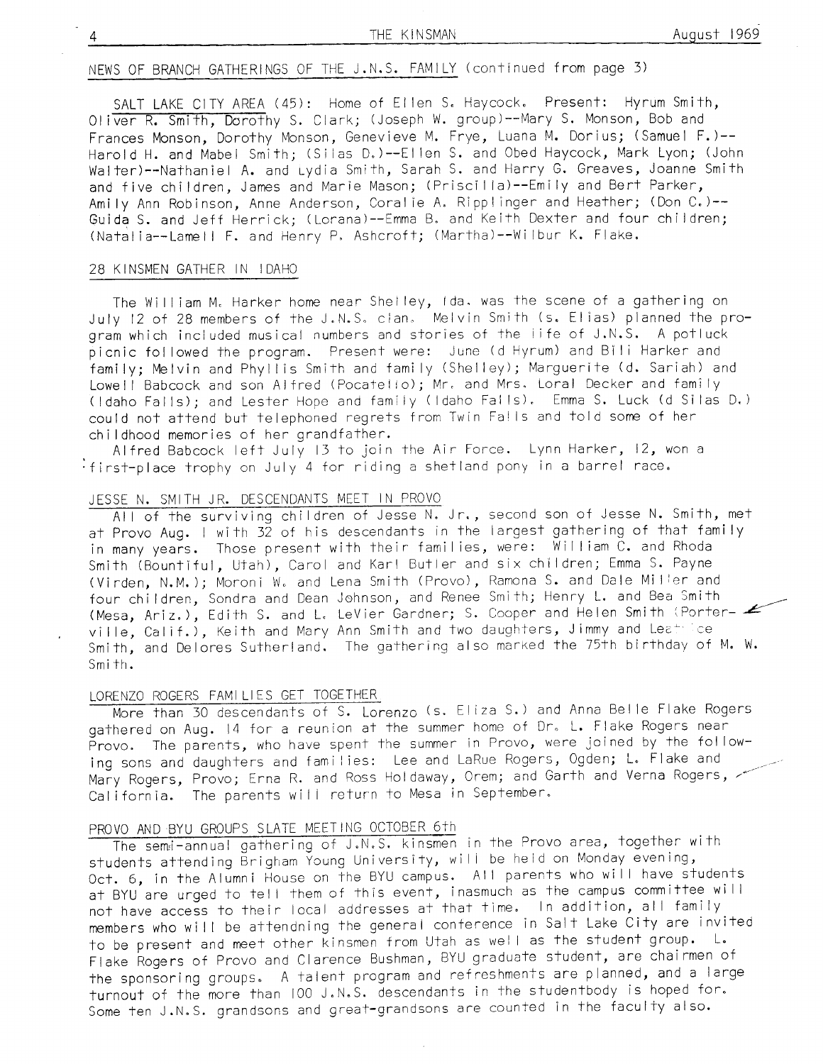NEWS OF BRANCH GATHERINGS OF THE J.N.S. FAMILY (continued from page 3)

SALT LAKE CITY AREA (45): Home of Ellen S. Haycock. Present: Hyrum Smith, Oliver R. Smith, Dorothy S. Clark; (Joseph W. group)--Mary S. Monson, Bob and Frances Monson, Dorothy Monson, Genevieve M. Frye, Luana M. Dorius; (Samuel F.)--Harold H. and Mabel Smith; (Silas D.)--Ellen S. and Obed Haycock, Mark Lyon; (John Walter)--Nathaniel A. and Lydia Smith, Sarah S. and Harry G. Greaves, Joanne Smith and five children, James and Marie Mason; (Priscilla)--Emily and Bert Parker, Amily Ann Robinson, Anne Anderson, Coralie A. Ripplinger and Heather; (Don C.)--Guida S. and Jeff Herrick; (Lorana)--Emma B. and Keith Dexter and four children; (Natalia--Lamell F. and Henry P. Ashcroft; (Martha)--Wilbur K. Flake.

## 28 KINSMEN GATHER IN IDAHO

The William M. Harker home near Shelley, Ida. was the scene of a gathering on July 12 of 28 members of the J.N.S. clan. Melvin Smith (s. Elias) planned the program which included musical numbers and stories of the life of J.N.S. A potluck picnic followed the program. Present were: June (d Hyrum) and Bill Harker and family; Melvin and Phyllis Smith and family (Shelley); Marguerite (d. Sariah) and Lowell Babcock and son Alfred (Pocatello); Mr. and Mrs. Loral Decker and family (Idaho Falls); and Lester Hope and family (Idaho Falls). Emma S. Luck (d Silas D.) could not attend but telephoned regrets from Twin Falls and told some of her childhood memories of her grandfather.

Alfred Babcock left July 13 to join the Air Force. Lynn Harker, 12, won a first-place trophy on July 4 for riding a shetland pony in a barrel race.

## JESSE N. SMITH JR. DESCENDANTS MEET IN PROVO

All of the surviving children of Jesse N. Jr., second son of Jesse N. Smith, met at Provo Aug. 1 with 32 of his descendants in the largest gathering of that family in many years. Those present with their families, were: William C. and Rhoda Smith (Bountiful, Utah), Carol and Karl Butler and six children; Emma S. Payne (Virden, N.M.); Moroni W. and Lena Smith (Provo), Ramona S. and Dale Miller and four children, Sondra and Dean Johnson, and Renee Smith; Henry L. and Bea Smith (Mesa, Ariz.), Edith S. and L. LeVier Gardner; S. Cooper and Helen Smith (Porterville, Calif.), Keith and Mary Ann Smith and two daughters, Jimmy and Leatrice Smith, and Delores Sutherland. The gathering also marked the 75th birthday of M. W. Smith.

## LORENZO ROGERS FAMILIES GET TOGETHER

More than 30 descendants of S. Lorenzo (s. Eliza S.) and Anna Belle Flake Rogers gathered on Aug. 14 for a reunion at the summer home of Dr. L. Flake Rogers near Provo. The parents, who have spent the summer in Provo, were joined by the following sons and daughters and families: Lee and LaRue Rogers, Ogden; L. Flake and Mary Rogers, Provo; Erna R. and Ross Holdaway, Orem; and Garth and Verna Rogers, California. The parents will return to Mesa in September.

## PROVO AND BYU GROUPS SLATE MEETING OCTOBER 6th

The semi-annual gathering of J.N.S. kinsmen in the Provo area, together with students attending Brigham Young University, will be held on Monday evening, Oct. 6, in the Alumni House on the BYU campus. All parents who will have students at BYU are urged to tell them of this event, inasmuch as the campus committee will not have access to their local addresses at that time. In addition, all family members who will be attendning the general conference in Salt Lake City are invited to be present and meet other kinsmen from Utah as well as the student group. L. Flake Rogers of Provo and Clarence Bushman, BYU graduate student, are chairmen of the sponsoring groups. A talent program and refreshments are planned, and a large turnout of the more than 100 J.N.S. descendants in the studentbody is hoped for. Some ten J.N.S. grandsons and great-grandsons are counted in the faculty also.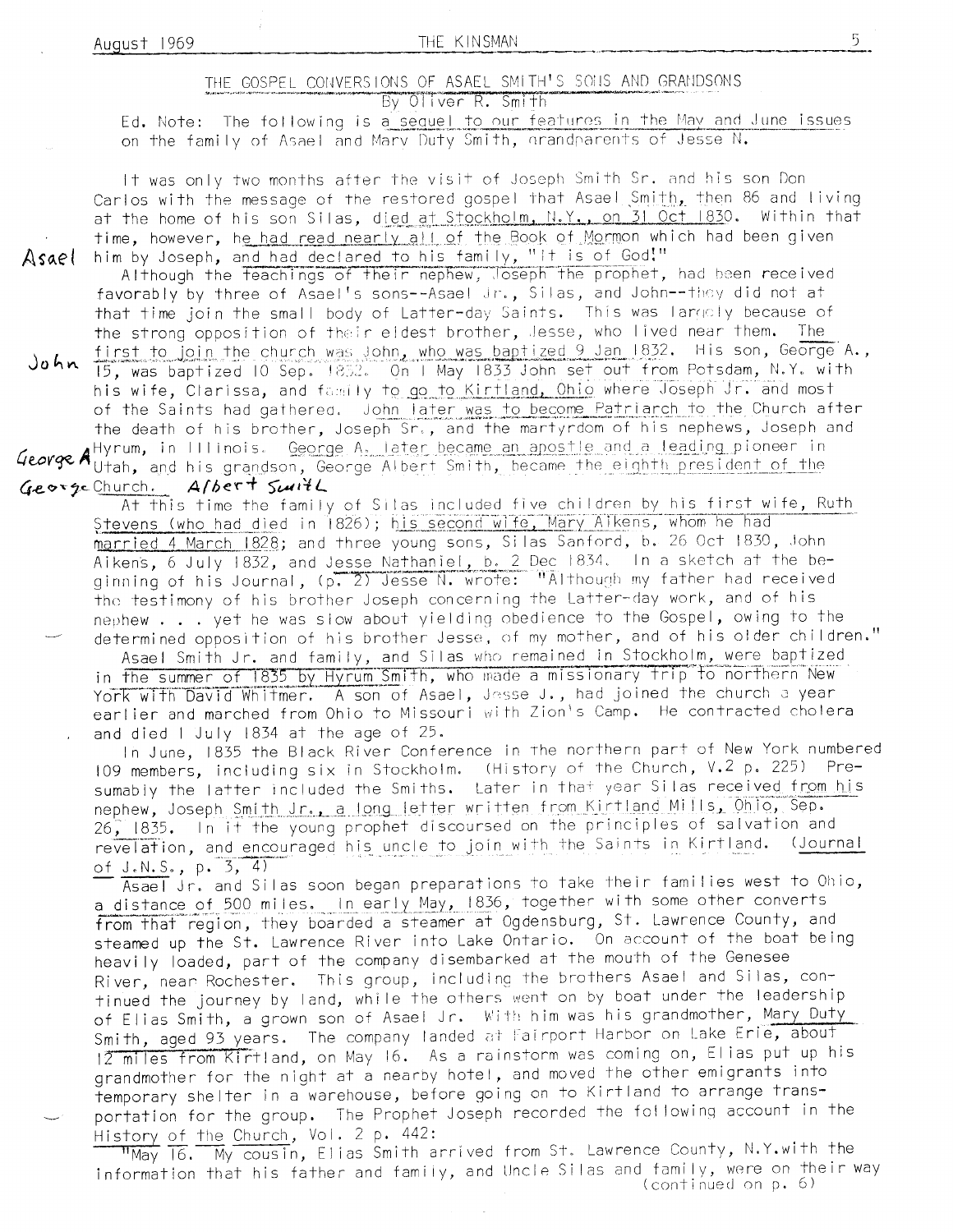## THE GOSPEL CONVERSIONS OF ASAEL SMITH'S SONS AND GRANDSONS

By Oliver R. Smith

Ed. Note: The following is a sequel to our features in the May and June issues on the family of Asael and Mary Duty Smith, grandparents of Jesse N.

It was only two months after the visit of Joseph Smith Sr. and his son Don Carlos with the message of the restored gospel that Asael Smith, then 86 and living at the home of his son Silas, died at Stockholm, N.Y., on 31 Oct 1830. Within that time, however, he had read nearly all of the Book of Mormon which had been given him by Joseph, and had declared to his family, "It is of God!"

Although the teachings of their nephew, Joseph the prophet, had been received favorably by three of Asael's sons--Asael Jr., Silas, and John--they did not at that time join the small body of Latter-day Saints. This was largely because of the strong opposition of their eldest brother, Jesse, who lived near them. The first to join the church was John, who was baptized 9 Jan 1832. His son, George A., 15, was baptized 10 Sep. 1832. On 1 May 1833 John set out from Potsdam, N.Y. with his wife, Clarissa, and family to go to Kirtland, Ohio where Joseph Jr. and most of the Saints had gathered. John later was to become Patriarch to the Church after the death of his brother, Joseph Sr., and the martyrdom of his nephews, Joseph and Hyrum, in Illinois. George A. later became an apostle and a leading pioneer in Utah, and his grandson, George Albert Smith, became the eighth president of the Church.

At this time the family of Silas included five children by his first wife, Ruth Stevens (who had died in 1826); his second wife, Mary Aikens, whom he had married 4 March 1828; and three young sons, Silas Sanford, b. 26 Oct 1830, John Aikens, 6 July 1832, and Jesse Nathaniel, b. 2 Dec 1834. In a sketch at the beginning of his Journal, (p. 2) Jesse N. wrote: "Although my father had received the testimony of his brother Joseph concerning the Latter-day work, and of his nephew . . . yet he was slow about yielding obedience to the Gospel, owing to the determined opposition of his brother Jesse, of my mother, and of his older children."

Asael Smith Jr. and family, and Silas who remained in Stockholm, were baptized in the summer of 1835 by Hyrum Smith, who made a missionary trip to northern New York with David Whitmer. A son of Asael, Jesse J., had joined the church a year earlier and marched from Ohio to Missouri with Zion's Camp. He contracted cholera and died 1 July 1834 at the age of 25.

In June, 1835 the Black River Conference in the northern part of New York numbered 109 members, including six in Stockholm. (History of the Church, V.2 p. 225) Presumably the latter included the Smiths. Later in that year Silas received from his nephew, Joseph Smith Jr., a long letter written from Kirtland Mills, Ohio, Sep. 26, 1835. In it the young prophet discoursed on the principles of salvation and revelation, and encouraged his uncle to join with the Saints in Kirtland. (Journal of J.N.S., p. 3, 4)

Asael Jr. and Silas soon began preparations to take their families west to Ohio, a distance of 500 miles. In early May, 1836, together with some other converts from that region, they boarded a steamer at Ogdensburg, St. Lawrence County, and steamed up the St. Lawrence River into Lake Ontario. On account of the boat being heavily loaded, part of the company disembarked at the mouth of the Genesee River, near Rochester. This group, including the brothers Asael and Silas, continued the journey by land, while the others went on by boat under the leadership of Elias Smith, a grown son of Asael Jr. With him was his grandmother, Mary Duty Smith, aged 93 years. The company landed at Fairport Harbor on Lake Erie, about 12 miles from Kirtland, on May 16. As a rainstorm was coming on, Elias put up his grandmother for the night at a nearby hotel, and moved the other emigrants into temporary shelter in a warehouse, before going on to Kirtland to arrange transportation for the group. The Prophet Joseph recorded the following account in the History of the Church, Vol. 2 p. 442:

"May 16. My cousin, Elias Smith arrived from St. Lawrence County, N.Y. with the information that his father and family, and Uncle Silas and family, were on their way

(continued on p. 6)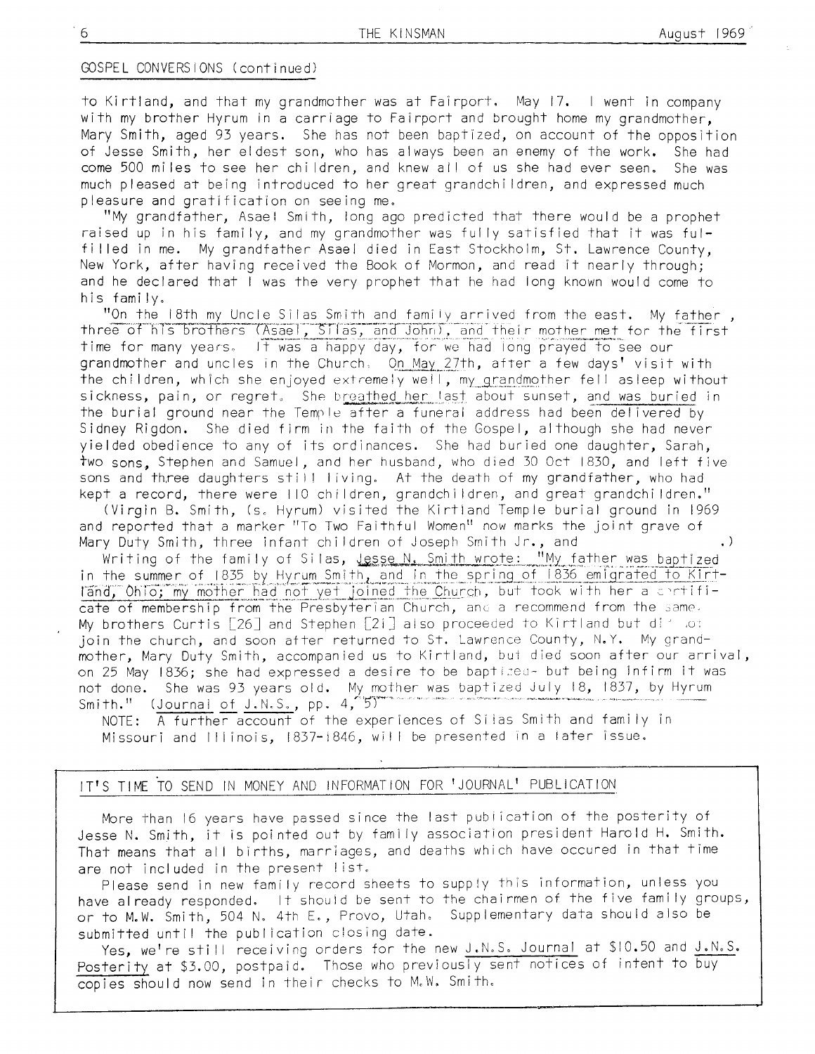GOSPEL CONVERSIONS (continued)

to Kirtland, and that my grandmother was at Fairport. May 17. I went in company with my brother Hyrum in a carriage to Fairport and brought home my grandmother, Mary Smith, aged 93 years. She has not been baptized, on account of the opposition of Jesse Smith, her eldest son, who has always been an enemy of the work. She had come 500 miles to see her children, and knew all of us she had ever seen. She was much pleased at being introduced to her great grandchildren, and expressed much pleasure and gratification on seeing me.

"My grandfather, Asael Smith, long ago predicted that there would be a prophet raised up in his family, and my grandmother was fully satisfied that it was fulfilled in me. My grandfather Asael died in East Stockholm, St. Lawrence County, New York, after having received the Book of Mormon, and read it nearly through; and he declared that I was the very prophet that he had long known would come to his family.

"On the 18th my Uncle Silas Smith and family arrived from the east. My father, three of his brothers (Asael, Silas, and John), and their mother met for the first time for many years. It was a happy day, for we had long prayed to see our grandmother and uncles in the Church. On May 27th, after a few days' visit with the children, which she enjoyed extremely well, my grandmother fell asleep without sickness, pain, or regret. She breathed her last about sunset, and was buried in the burial ground near the Temple after a funeral address had been delivered by Sidney Rigdon. She died firm in the faith of the Gospel, although she had never yielded obedience to any of its ordinances. She had buried one daughter, Sarah, two sons, Stephen and Samuel, and her husband, who died 30 Oct 1830, and left five sons and three daughters still living. At the death of my grandfather, who had kept a record, there were 110 children, grandchildren, and great grandchildren."

(Virgin B. Smith, (s. Hyrum) visited the Kirtland Temple burial ground in 1969 and reported that a marker "To Two Faithful Women" now marks the joint grave of Mary Duty Smith, three infant children of Joseph Smith Jr., and .)

Writing of the family of Silas, Jesse N. Smith wrote: "My father was baptized in the summer of 1835 by Hyrum Smith, and in the spring of 1836 emigrated to Kirtland, Ohio; my mother had not yet joined the Church, but took with her a certificate of membership from the Presbyterian Church, and a recommend from the same. My brothers Curtis [26] and Stephen [21] also proceeded to Kirtland but did not join the church, and soon after returned to St. Lawrence County, N.Y. My grandmother, Mary Duty Smith, accompanied us to Kirtland, but died soon after our arrival, on 25 May 1836; she had expressed a desire to be baptized- but being infirm it was not done. She was 93 years old. My mother was baptized July 18, 1837, by Hyrum Smith." (Journal of J.N.S., pp. 4, 5)

NOTE: A further account of the experiences of Silas Smith and family in Missouri and Illinois, 1837-1846, will be presented in a later issue.

## IT'S TIME TO SEND IN MONEY AND INFORMATION FOR 'JOURNAL' PUBLICATION

More than 16 years have passed since the last publication of the posterity of Jesse N. Smith, it is pointed out by family association president Harold H. Smith. That means that all births, marriages, and deaths which have occured in that time are not included in the present list.

Please send in new family record sheets to supply this information, unless you have already responded. It should be sent to the chairmen of the five family groups, or to M.W. Smith, 504 N. 4th E., Provo, Utah. Supplementary data should also be submitted until the publication closing date.

Yes, we're still receiving orders for the new J.N.S. Journal at $10.50 and J.N.S. Posterity at $3.00, postpaid. Those who previously sent notices of intent to buy copies should now send in their checks to M.W. Smith.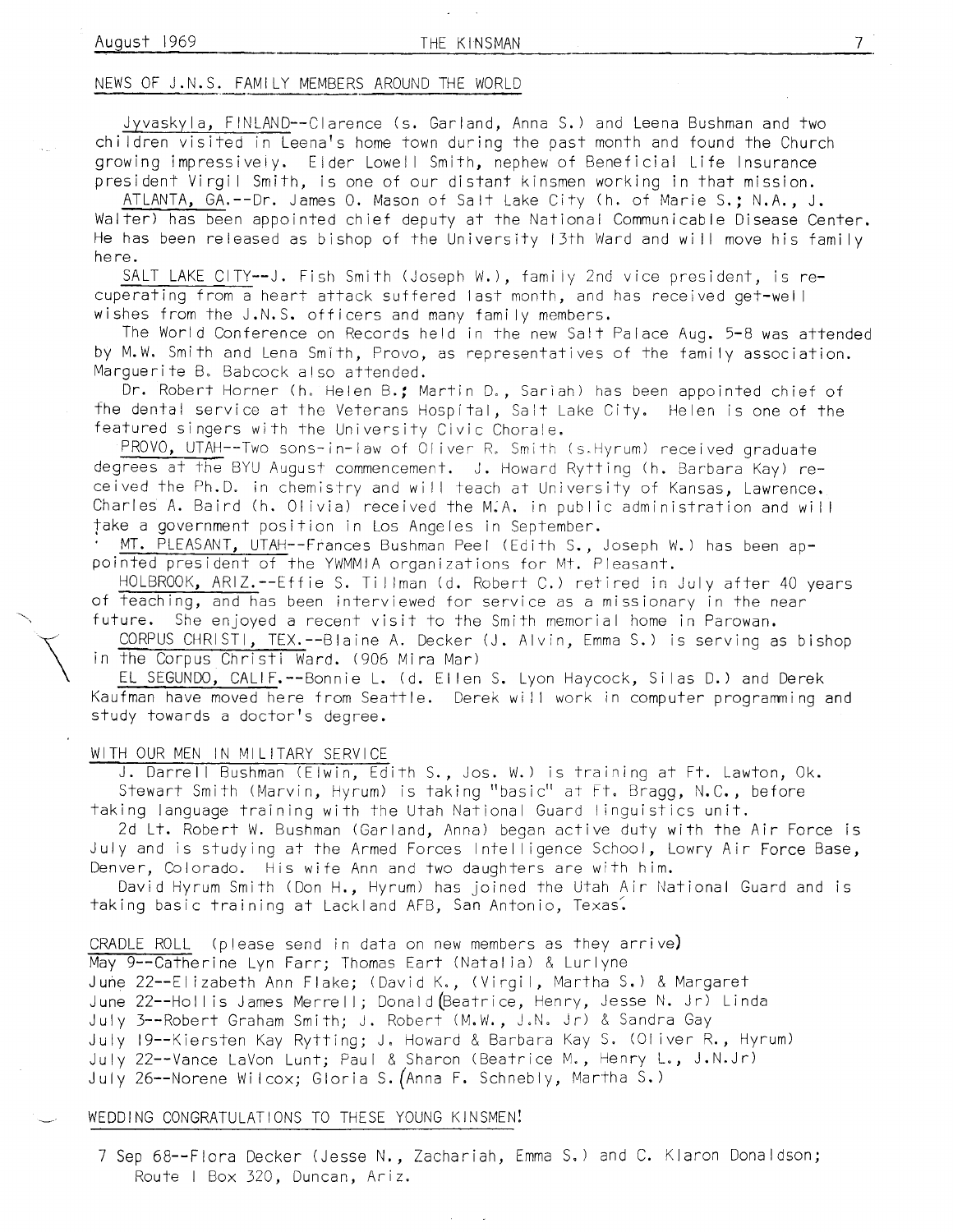## NEWS OF J.N.S. FAMILY MEMBERS AROUND THE WORLD

Jyvaskyla, FINLAND--Clarence (s. Garland, Anna S.) and Leena Bushman and two children visited in Leena's home town during the past month and found the Church growing impressively. Elder Lowell Smith, nephew of Beneficial Life Insurance president Virgil Smith, is one of our distant kinsmen working in that mission.

ATLANTA, GA.--Dr. James O. Mason of Salt Lake City (h. of Marie S.; N.A., J. Walter) has been appointed chief deputy at the National Communicable Disease Center. He has been released as bishop of the University 13th Ward and will move his family here.

SALT LAKE CITY--J. Fish Smith (Joseph W.), family 2nd vice president, is recuperating from a heart attack suffered last month, and has received get-well wishes from the J.N.S. officers and many family members.

The World Conference on Records held in the new Salt Palace Aug. 5-8 was attended by M.W. Smith and Lena Smith, Provo, as representatives of the family association. Marguerite B. Babcock also attended.

Dr. Robert Horner (h. Helen B.; Martin D., Sariah) has been appointed chief of the dental service at the Veterans Hospital, Salt Lake City. Helen is one of the featured singers with the University Civic Chorale.

PROVO, UTAH--Two sons-in-law of Oliver R. Smith (s.Hyrum) received graduate degrees at the BYU August commencement. J. Howard Rytting (h. Barbara Kay) received the Ph.D. in chemistry and will teach at University of Kansas, Lawrence. Charles A. Baird (h. Olivia) received the M.A. in public administration and will take a government position in Los Angeles in September.

MT. PLEASANT, UTAH--Frances Bushman Peel (Edith S., Joseph W.) has been appointed president of the YWMMIA organizations for Mt. Pleasant.

HOLBROOK, ARIZ.--Effie S. Tillman (d. Robert C.) retired in July after 40 years of teaching, and has been interviewed for service as a missionary in the near future. She enjoyed a recent visit to the Smith memorial home in Parowan.

CORPUS CHRISTI, TEX.--Blaine A. Decker (J. Alvin, Emma S.) is serving as bishop in the Corpus Christi Ward. (906 Mira Mar)

EL SEGUNDO, CALIF.--Bonnie L. (d. Ellen S. Lyon Haycock, Silas D.) and Derek Kaufman have moved here from Seattle. Derek will work in computer programming and study towards a doctor's degree.

## WITH OUR MEN IN MILITARY SERVICE

J. Darrell Bushman (Elwin, Edith S., Jos. W.) is training at Ft. Lawton, Ok.

Stewart Smith (Marvin, Hyrum) is taking "basic" at Ft. Bragg, N.C., before taking language training with the Utah National Guard linguistics unit.

2d Lt. Robert W. Bushman (Garland, Anna) began active duty with the Air Force is July and is studying at the Armed Forces Intelligence School, Lowry Air Force Base, Denver, Colorado. His wife Ann and two daughters are with him.

David Hyrum Smith (Don H., Hyrum) has joined the Utah Air National Guard and is taking basic training at Lackland AFB, San Antonio, Texas.

## CRADLE ROLL (please send in data on new members as they arrive)

May 9--Catherine Lyn Farr; Thomas Eart (Natalia) & Lurlyne
June 22--Elizabeth Ann Flake; (David K., (Virgil, Martha S.) & Margaret
June 22--Hollis James Merrell; Donald(Beatrice, Henry, Jesse N. Jr) Linda
July 3--Robert Graham Smith; J. Robert (M.W., J.N. Jr) & Sandra Gay
July 19--Kiersten Kay Rytting; J. Howard & Barbara Kay S. (Oliver R., Hyrum)
July 22--Vance LaVon Lunt; Paul & Sharon (Beatrice M., Henry L., J.N.Jr)
July 26--Norene Wilcox; Gloria S.(Anna F. Schnebly, Martha S.)

## WEDDING CONGRATULATIONS TO THESE YOUNG KINSMEN!

7 Sep 68--Flora Decker (Jesse N., Zachariah, Emma S.) and C. Klaron Donaldson; Route 1 Box 320, Duncan, Ariz.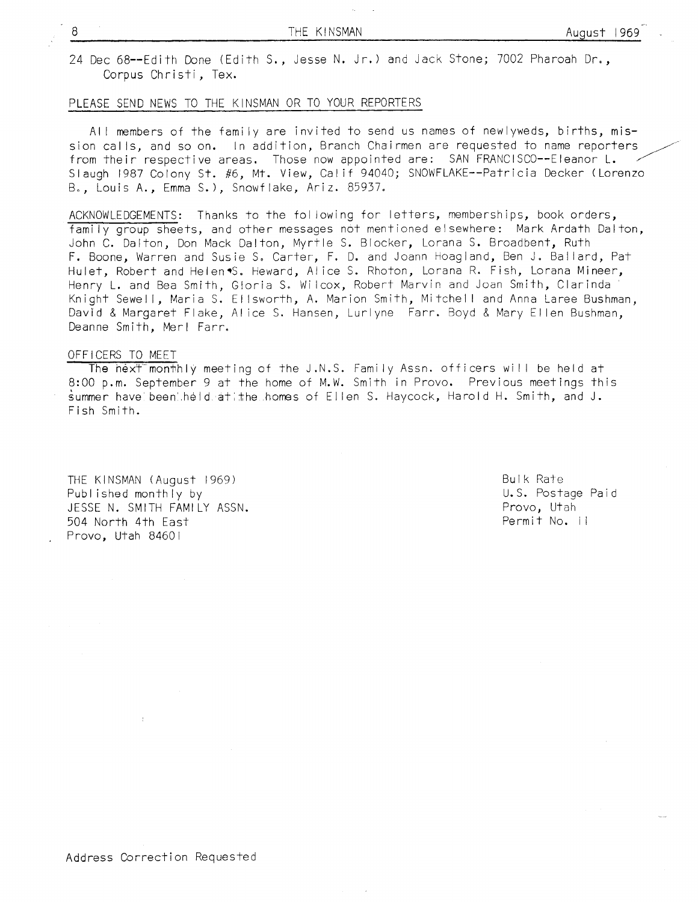24 Dec 68--Edith Done (Edith S., Jesse N. Jr.) and Jack Stone; 7002 Pharoah Dr., Corpus Christi, Tex.

PLEASE SEND NEWS TO THE KINSMAN OR TO YOUR REPORTERS

All members of the family are invited to send us names of newlyweds, births, mission calls, and so on. In addition, Branch Chairmen are requested to name reporters from their respective areas. Those now appointed are: SAN FRANCISCO--Eleanor L. Slaugh 1987 Colony St. #6, Mt. View, Calif 94040; SNOWFLAKE--Patricia Decker (Lorenzo B., Louis A., Emma S.), Snowflake, Ariz. 85937.

ACKNOWLEDGEMENTS: Thanks to the following for letters, memberships, book orders, family group sheets, and other messages not mentioned elsewhere: Mark Ardath Dalton, John C. Dalton, Don Mack Dalton, Myrtle S. Blocker, Lorana S. Broadbent, Ruth F. Boone, Warren and Susie S. Carter, F. D. and Joann Hoagland, Ben J. Ballard, Pat Hulet, Robert and Helen S. Heward, Alice S. Rhoton, Lorana R. Fish, Lorana Mineer, Henry L. and Bea Smith, Gloria S. Wilcox, Robert Marvin and Joan Smith, Clarinda Knight Sewell, Maria S. Ellsworth, A. Marion Smith, Mitchell and Anna Laree Bushman, David & Margaret Flake, Alice S. Hansen, Lurlyne Farr. Boyd & Mary Ellen Bushman, Deanne Smith, Merl Farr.

OFFICERS TO MEET

The next monthly meeting of the J.N.S. Family Assn. officers will be held at 8:00 p.m. September 9 at the home of M.W. Smith in Provo. Previous meetings this summer have been held at the homes of Ellen S. Haycock, Harold H. Smith, and J. Fish Smith.

THE KINSMAN (August 1969)
Published monthly by
JESSE N. SMITH FAMILY ASSN.
504 North 4th East
Provo, Utah 84601

Bulk Rate
U.S. Postage Paid
Provo, Utah
Permit No. 11

Address Correction Requested